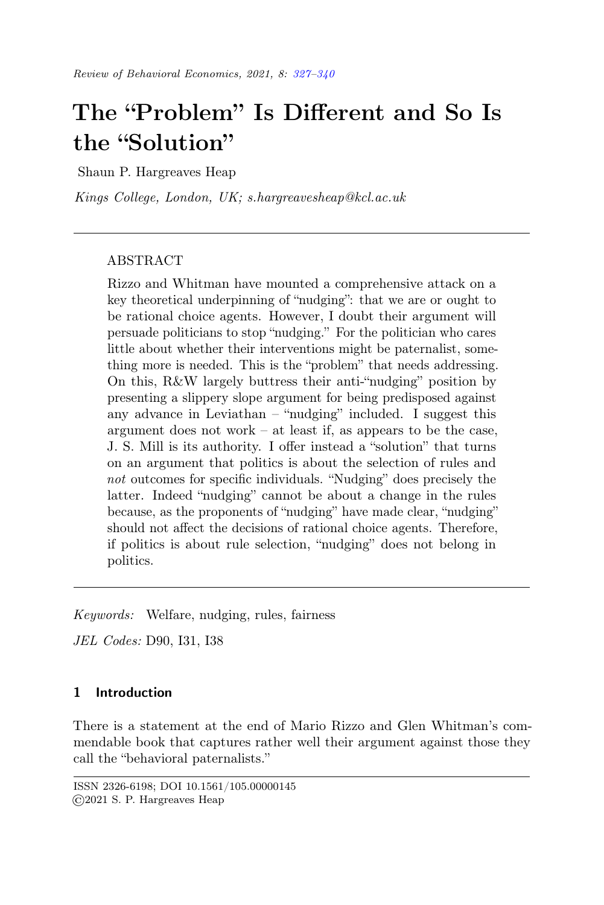# The "Problem" Is Different and So Is the "Solution"

Shaun P. Hargreaves Heap

*Kings College, London, UK; s.hargreavesheap@kcl.ac.uk*

---

## ABSTRACT

Rizzo and Whitman have mounted a comprehensive attack on a key theoretical underpinning of "nudging": that we are or ought to be rational choice agents. However, I doubt their argument will persuade politicians to stop "nudging." For the politician who cares little about whether their interventions might be paternalist, something more is needed. This is the "problem" that needs addressing. On this, R&W largely buttress their anti-"nudging" position by presenting a slippery slope argument for being predisposed against any advance in Leviathan – "nudging" included. I suggest this argument does not work – at least if, as appears to be the case, J. S. Mill is its authority. I offer instead a "solution" that turns on an argument that politics is about the selection of rules and *not* outcomes for specific individuals. "Nudging" does precisely the latter. Indeed "nudging" cannot be about a change in the rules because, as the proponents of "nudging" have made clear, "nudging" should not affect the decisions of rational choice agents. Therefore, if politics is about rule selection, "nudging" does not belong in politics.

---

*Keywords:* Welfare, nudging, rules, fairness

*JEL Codes:* D90, I31, I38

## 1 Introduction

There is a statement at the end of Mario Rizzo and Glen Whitman's commendable book that captures rather well their argument against those they call the "behavioral paternalists."

---

ISSN 2326-6198; DOI 10.1561/105.00000145
©2021 S. P. Hargreaves Heap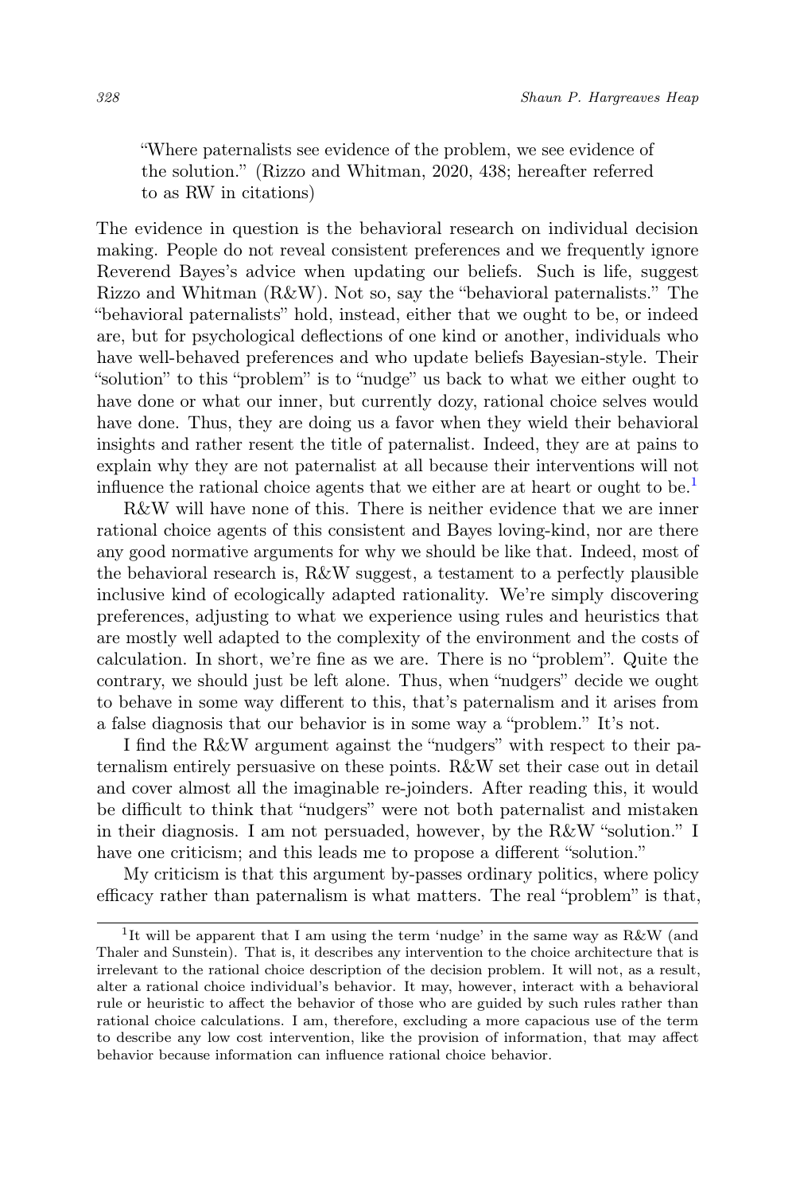> "Where paternalists see evidence of the problem, we see evidence of the solution." (Rizzo and Whitman, 2020, 438; hereafter referred to as RW in citations)

The evidence in question is the behavioral research on individual decision making. People do not reveal consistent preferences and we frequently ignore Reverend Bayes's advice when updating our beliefs. Such is life, suggest Rizzo and Whitman (R&W). Not so, say the "behavioral paternalists." The "behavioral paternalists" hold, instead, either that we ought to be, or indeed are, but for psychological deflections of one kind or another, individuals who have well-behaved preferences and who update beliefs Bayesian-style. Their "solution" to this "problem" is to "nudge" us back to what we either ought to have done or what our inner, but currently dozy, rational choice selves would have done. Thus, they are doing us a favor when they wield their behavioral insights and rather resent the title of paternalist. Indeed, they are at pains to explain why they are not paternalist at all because their interventions will not influence the rational choice agents that we either are at heart or ought to be.[1]

R&W will have none of this. There is neither evidence that we are inner rational choice agents of this consistent and Bayes loving-kind, nor are there any good normative arguments for why we should be like that. Indeed, most of the behavioral research is, R&W suggest, a testament to a perfectly plausible inclusive kind of ecologically adapted rationality. We're simply discovering preferences, adjusting to what we experience using rules and heuristics that are mostly well adapted to the complexity of the environment and the costs of calculation. In short, we're fine as we are. There is no "problem". Quite the contrary, we should just be left alone. Thus, when "nudgers" decide we ought to behave in some way different to this, that's paternalism and it arises from a false diagnosis that our behavior is in some way a "problem." It's not.

I find the R&W argument against the "nudgers" with respect to their paternalism entirely persuasive on these points. R&W set their case out in detail and cover almost all the imaginable re-joinders. After reading this, it would be difficult to think that "nudgers" were not both paternalist and mistaken in their diagnosis. I am not persuaded, however, by the R&W "solution." I have one criticism; and this leads me to propose a different "solution."

My criticism is that this argument by-passes ordinary politics, where policy efficacy rather than paternalism is what matters. The real "problem" is that,

[1] It will be apparent that I am using the term 'nudge' in the same way as R&W (and Thaler and Sunstein). That is, it describes any intervention to the choice architecture that is irrelevant to the rational choice description of the decision problem. It will not, as a result, alter a rational choice individual's behavior. It may, however, interact with a behavioral rule or heuristic to affect the behavior of those who are guided by such rules rather than rational choice calculations. I am, therefore, excluding a more capacious use of the term to describe any low cost intervention, like the provision of information, that may affect behavior because information can influence rational choice behavior.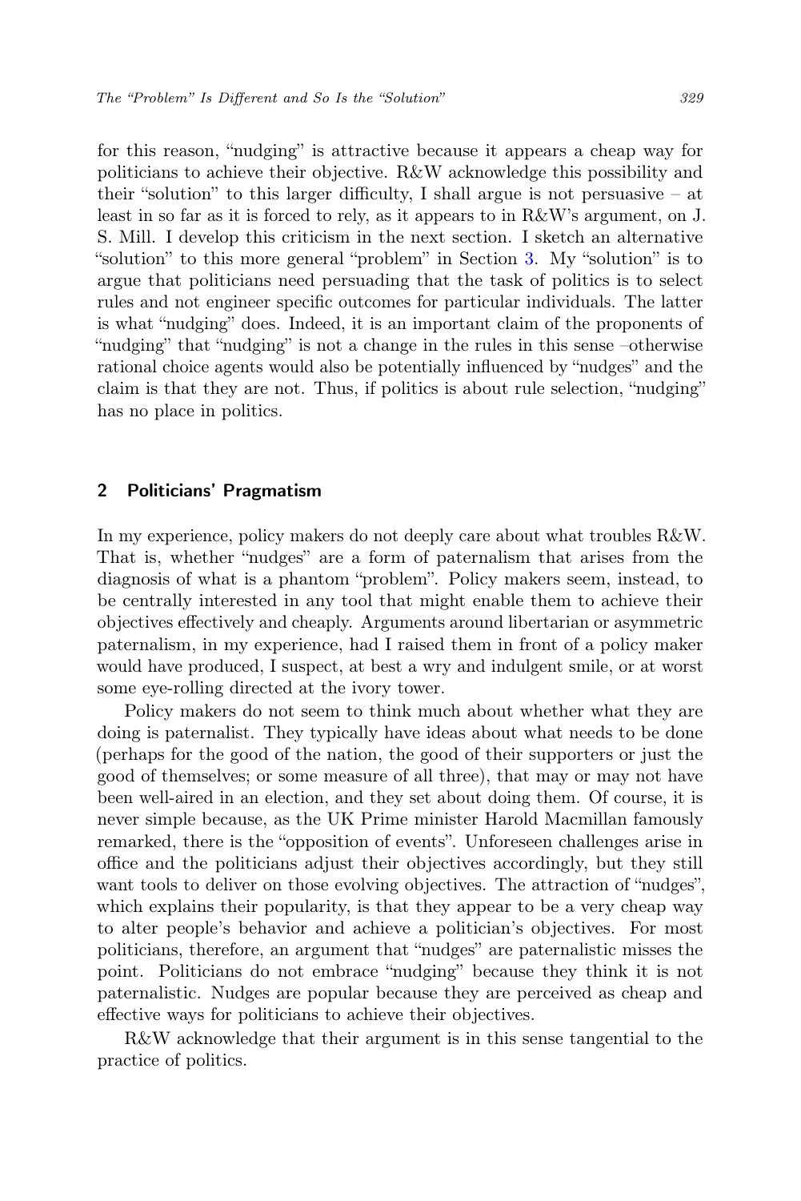for this reason, "nudging" is attractive because it appears a cheap way for politicians to achieve their objective. R&W acknowledge this possibility and their "solution" to this larger difficulty, I shall argue is not persuasive – at least in so far as it is forced to rely, as it appears to in R&W's argument, on J. S. Mill. I develop this criticism in the next section. I sketch an alternative "solution" to this more general "problem" in Section 3. My "solution" is to argue that politicians need persuading that the task of politics is to select rules and not engineer specific outcomes for particular individuals. The latter is what "nudging" does. Indeed, it is an important claim of the proponents of "nudging" that "nudging" is not a change in the rules in this sense –otherwise rational choice agents would also be potentially influenced by "nudges" and the claim is that they are not. Thus, if politics is about rule selection, "nudging" has no place in politics.

## 2 Politicians' Pragmatism

In my experience, policy makers do not deeply care about what troubles R&W. That is, whether "nudges" are a form of paternalism that arises from the diagnosis of what is a phantom "problem". Policy makers seem, instead, to be centrally interested in any tool that might enable them to achieve their objectives effectively and cheaply. Arguments around libertarian or asymmetric paternalism, in my experience, had I raised them in front of a policy maker would have produced, I suspect, at best a wry and indulgent smile, or at worst some eye-rolling directed at the ivory tower.

Policy makers do not seem to think much about whether what they are doing is paternalist. They typically have ideas about what needs to be done (perhaps for the good of the nation, the good of their supporters or just the good of themselves; or some measure of all three), that may or may not have been well-aired in an election, and they set about doing them. Of course, it is never simple because, as the UK Prime minister Harold Macmillan famously remarked, there is the "opposition of events". Unforeseen challenges arise in office and the politicians adjust their objectives accordingly, but they still want tools to deliver on those evolving objectives. The attraction of "nudges", which explains their popularity, is that they appear to be a very cheap way to alter people's behavior and achieve a politician's objectives. For most politicians, therefore, an argument that "nudges" are paternalistic misses the point. Politicians do not embrace "nudging" because they think it is not paternalistic. Nudges are popular because they are perceived as cheap and effective ways for politicians to achieve their objectives.

R&W acknowledge that their argument is in this sense tangential to the practice of politics.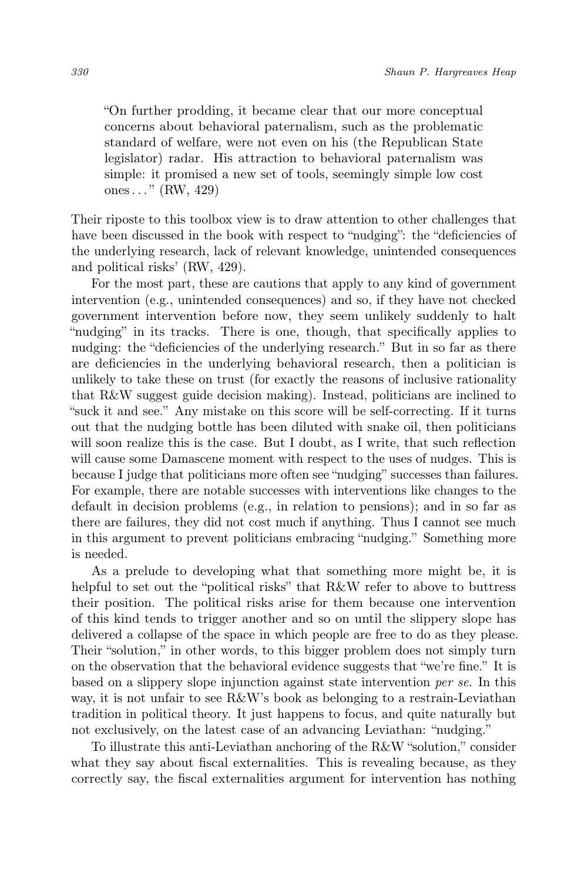> "On further prodding, it became clear that our more conceptual concerns about behavioral paternalism, such as the problematic standard of welfare, were not even on his (the Republican State legislator) radar. His attraction to behavioral paternalism was simple: it promised a new set of tools, seemingly simple low cost ones . . . " (RW, 429)

Their riposte to this toolbox view is to draw attention to other challenges that have been discussed in the book with respect to "nudging": the "deficiencies of the underlying research, lack of relevant knowledge, unintended consequences and political risks' (RW, 429).

For the most part, these are cautions that apply to any kind of government intervention (e.g., unintended consequences) and so, if they have not checked government intervention before now, they seem unlikely suddenly to halt "nudging" in its tracks. There is one, though, that specifically applies to nudging: the "deficiencies of the underlying research." But in so far as there are deficiencies in the underlying behavioral research, then a politician is unlikely to take these on trust (for exactly the reasons of inclusive rationality that R&W suggest guide decision making). Instead, politicians are inclined to "suck it and see." Any mistake on this score will be self-correcting. If it turns out that the nudging bottle has been diluted with snake oil, then politicians will soon realize this is the case. But I doubt, as I write, that such reflection will cause some Damascene moment with respect to the uses of nudges. This is because I judge that politicians more often see "nudging" successes than failures. For example, there are notable successes with interventions like changes to the default in decision problems (e.g., in relation to pensions); and in so far as there are failures, they did not cost much if anything. Thus I cannot see much in this argument to prevent politicians embracing "nudging." Something more is needed.

As a prelude to developing what that something more might be, it is helpful to set out the "political risks" that R&W refer to above to buttress their position. The political risks arise for them because one intervention of this kind tends to trigger another and so on until the slippery slope has delivered a collapse of the space in which people are free to do as they please. Their "solution," in other words, to this bigger problem does not simply turn on the observation that the behavioral evidence suggests that "we're fine." It is based on a slippery slope injunction against state intervention *per se*. In this way, it is not unfair to see R&W's book as belonging to a restrain-Leviathan tradition in political theory. It just happens to focus, and quite naturally but not exclusively, on the latest case of an advancing Leviathan: "nudging."

To illustrate this anti-Leviathan anchoring of the R&W "solution," consider what they say about fiscal externalities. This is revealing because, as they correctly say, the fiscal externalities argument for intervention has nothing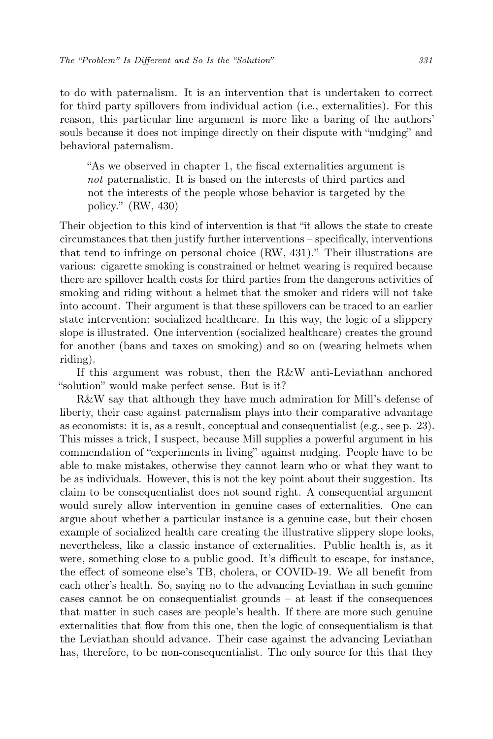to do with paternalism. It is an intervention that is undertaken to correct for third party spillovers from individual action (i.e., externalities). For this reason, this particular line argument is more like a baring of the authors' souls because it does not impinge directly on their dispute with "nudging" and behavioral paternalism.

> "As we observed in chapter 1, the fiscal externalities argument is *not* paternalistic. It is based on the interests of third parties and not the interests of the people whose behavior is targeted by the policy." (RW, 430)

Their objection to this kind of intervention is that "it allows the state to create circumstances that then justify further interventions – specifically, interventions that tend to infringe on personal choice (RW, 431)." Their illustrations are various: cigarette smoking is constrained or helmet wearing is required because there are spillover health costs for third parties from the dangerous activities of smoking and riding without a helmet that the smoker and riders will not take into account. Their argument is that these spillovers can be traced to an earlier state intervention: socialized healthcare. In this way, the logic of a slippery slope is illustrated. One intervention (socialized healthcare) creates the ground for another (bans and taxes on smoking) and so on (wearing helmets when riding).

If this argument was robust, then the R&W anti-Leviathan anchored "solution" would make perfect sense. But is it?

R&W say that although they have much admiration for Mill's defense of liberty, their case against paternalism plays into their comparative advantage as economists: it is, as a result, conceptual and consequentialist (e.g., see p. 23). This misses a trick, I suspect, because Mill supplies a powerful argument in his commendation of "experiments in living" against nudging. People have to be able to make mistakes, otherwise they cannot learn who or what they want to be as individuals. However, this is not the key point about their suggestion. Its claim to be consequentialist does not sound right. A consequential argument would surely allow intervention in genuine cases of externalities. One can argue about whether a particular instance is a genuine case, but their chosen example of socialized health care creating the illustrative slippery slope looks, nevertheless, like a classic instance of externalities. Public health is, as it were, something close to a public good. It's difficult to escape, for instance, the effect of someone else's TB, cholera, or COVID-19. We all benefit from each other's health. So, saying no to the advancing Leviathan in such genuine cases cannot be on consequentialist grounds – at least if the consequences that matter in such cases are people's health. If there are more such genuine externalities that flow from this one, then the logic of consequentialism is that the Leviathan should advance. Their case against the advancing Leviathan has, therefore, to be non-consequentialist. The only source for this that they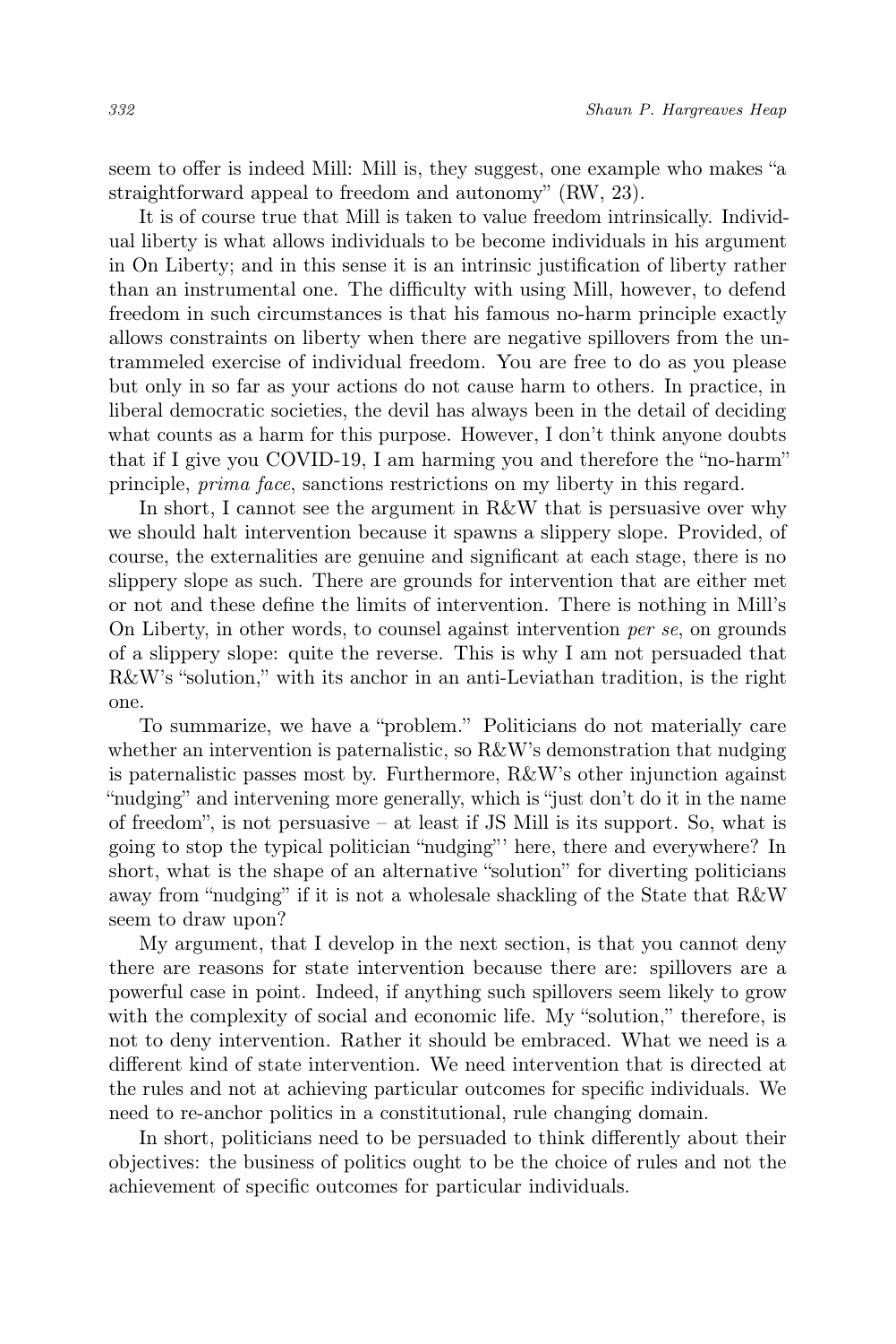seem to offer is indeed Mill: Mill is, they suggest, one example who makes "a straightforward appeal to freedom and autonomy" (RW, 23).

It is of course true that Mill is taken to value freedom intrinsically. Individual liberty is what allows individuals to be become individuals in his argument in On Liberty; and in this sense it is an intrinsic justification of liberty rather than an instrumental one. The difficulty with using Mill, however, to defend freedom in such circumstances is that his famous no-harm principle exactly allows constraints on liberty when there are negative spillovers from the untrammeled exercise of individual freedom. You are free to do as you please but only in so far as your actions do not cause harm to others. In practice, in liberal democratic societies, the devil has always been in the detail of deciding what counts as a harm for this purpose. However, I don't think anyone doubts that if I give you COVID-19, I am harming you and therefore the "no-harm" principle, *prima face*, sanctions restrictions on my liberty in this regard.

In short, I cannot see the argument in R&W that is persuasive over why we should halt intervention because it spawns a slippery slope. Provided, of course, the externalities are genuine and significant at each stage, there is no slippery slope as such. There are grounds for intervention that are either met or not and these define the limits of intervention. There is nothing in Mill's On Liberty, in other words, to counsel against intervention *per se*, on grounds of a slippery slope: quite the reverse. This is why I am not persuaded that R&W's "solution," with its anchor in an anti-Leviathan tradition, is the right one.

To summarize, we have a "problem." Politicians do not materially care whether an intervention is paternalistic, so R&W's demonstration that nudging is paternalistic passes most by. Furthermore, R&W's other injunction against "nudging" and intervening more generally, which is "just don't do it in the name of freedom", is not persuasive – at least if JS Mill is its support. So, what is going to stop the typical politician "nudging"' here, there and everywhere? In short, what is the shape of an alternative "solution" for diverting politicians away from "nudging" if it is not a wholesale shackling of the State that R&W seem to draw upon?

My argument, that I develop in the next section, is that you cannot deny there are reasons for state intervention because there are: spillovers are a powerful case in point. Indeed, if anything such spillovers seem likely to grow with the complexity of social and economic life. My "solution," therefore, is not to deny intervention. Rather it should be embraced. What we need is a different kind of state intervention. We need intervention that is directed at the rules and not at achieving particular outcomes for specific individuals. We need to re-anchor politics in a constitutional, rule changing domain.

In short, politicians need to be persuaded to think differently about their objectives: the business of politics ought to be the choice of rules and not the achievement of specific outcomes for particular individuals.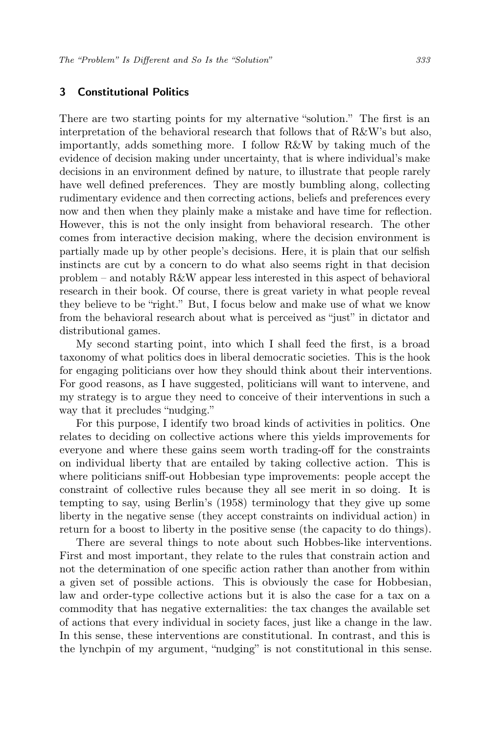## 3 Constitutional Politics

There are two starting points for my alternative "solution." The first is an interpretation of the behavioral research that follows that of R&W's but also, importantly, adds something more. I follow R&W by taking much of the evidence of decision making under uncertainty, that is where individual's make decisions in an environment defined by nature, to illustrate that people rarely have well defined preferences. They are mostly bumbling along, collecting rudimentary evidence and then correcting actions, beliefs and preferences every now and then when they plainly make a mistake and have time for reflection. However, this is not the only insight from behavioral research. The other comes from interactive decision making, where the decision environment is partially made up by other people's decisions. Here, it is plain that our selfish instincts are cut by a concern to do what also seems right in that decision problem – and notably R&W appear less interested in this aspect of behavioral research in their book. Of course, there is great variety in what people reveal they believe to be "right." But, I focus below and make use of what we know from the behavioral research about what is perceived as "just" in dictator and distributional games.

My second starting point, into which I shall feed the first, is a broad taxonomy of what politics does in liberal democratic societies. This is the hook for engaging politicians over how they should think about their interventions. For good reasons, as I have suggested, politicians will want to intervene, and my strategy is to argue they need to conceive of their interventions in such a way that it precludes "nudging."

For this purpose, I identify two broad kinds of activities in politics. One relates to deciding on collective actions where this yields improvements for everyone and where these gains seem worth trading-off for the constraints on individual liberty that are entailed by taking collective action. This is where politicians sniff-out Hobbesian type improvements: people accept the constraint of collective rules because they all see merit in so doing. It is tempting to say, using Berlin's (1958) terminology that they give up some liberty in the negative sense (they accept constraints on individual action) in return for a boost to liberty in the positive sense (the capacity to do things).

There are several things to note about such Hobbes-like interventions. First and most important, they relate to the rules that constrain action and not the determination of one specific action rather than another from within a given set of possible actions. This is obviously the case for Hobbesian, law and order-type collective actions but it is also the case for a tax on a commodity that has negative externalities: the tax changes the available set of actions that every individual in society faces, just like a change in the law. In this sense, these interventions are constitutional. In contrast, and this is the lynchpin of my argument, "nudging" is not constitutional in this sense.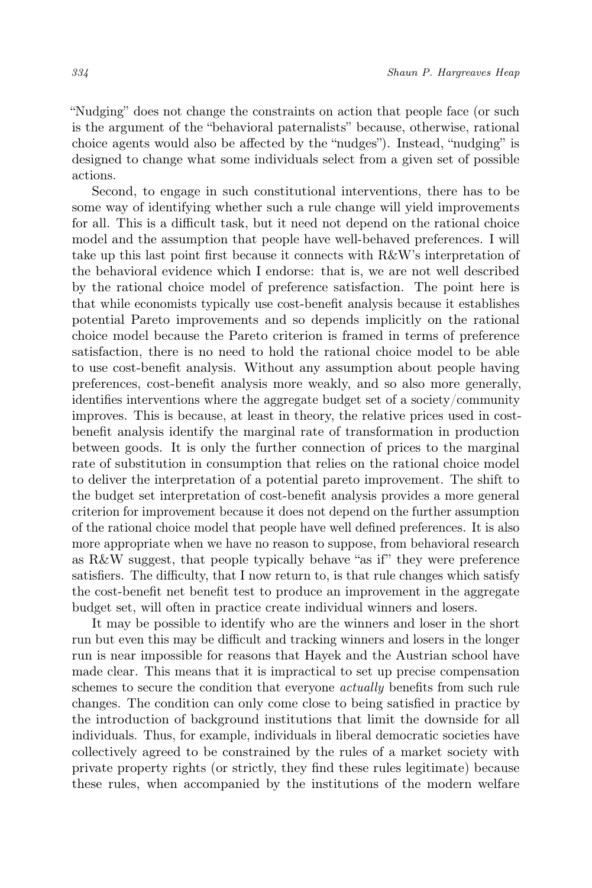"Nudging" does not change the constraints on action that people face (or such is the argument of the "behavioral paternalists" because, otherwise, rational choice agents would also be affected by the "nudges"). Instead, "nudging" is designed to change what some individuals select from a given set of possible actions.

Second, to engage in such constitutional interventions, there has to be some way of identifying whether such a rule change will yield improvements for all. This is a difficult task, but it need not depend on the rational choice model and the assumption that people have well-behaved preferences. I will take up this last point first because it connects with R&W's interpretation of the behavioral evidence which I endorse: that is, we are not well described by the rational choice model of preference satisfaction. The point here is that while economists typically use cost-benefit analysis because it establishes potential Pareto improvements and so depends implicitly on the rational choice model because the Pareto criterion is framed in terms of preference satisfaction, there is no need to hold the rational choice model to be able to use cost-benefit analysis. Without any assumption about people having preferences, cost-benefit analysis more weakly, and so also more generally, identifies interventions where the aggregate budget set of a society/community improves. This is because, at least in theory, the relative prices used in cost-benefit analysis identify the marginal rate of transformation in production between goods. It is only the further connection of prices to the marginal rate of substitution in consumption that relies on the rational choice model to deliver the interpretation of a potential pareto improvement. The shift to the budget set interpretation of cost-benefit analysis provides a more general criterion for improvement because it does not depend on the further assumption of the rational choice model that people have well defined preferences. It is also more appropriate when we have no reason to suppose, from behavioral research as R&W suggest, that people typically behave "as if" they were preference satisfiers. The difficulty, that I now return to, is that rule changes which satisfy the cost-benefit net benefit test to produce an improvement in the aggregate budget set, will often in practice create individual winners and losers.

It may be possible to identify who are the winners and loser in the short run but even this may be difficult and tracking winners and losers in the longer run is near impossible for reasons that Hayek and the Austrian school have made clear. This means that it is impractical to set up precise compensation schemes to secure the condition that everyone *actually* benefits from such rule changes. The condition can only come close to being satisfied in practice by the introduction of background institutions that limit the downside for all individuals. Thus, for example, individuals in liberal democratic societies have collectively agreed to be constrained by the rules of a market society with private property rights (or strictly, they find these rules legitimate) because these rules, when accompanied by the institutions of the modern welfare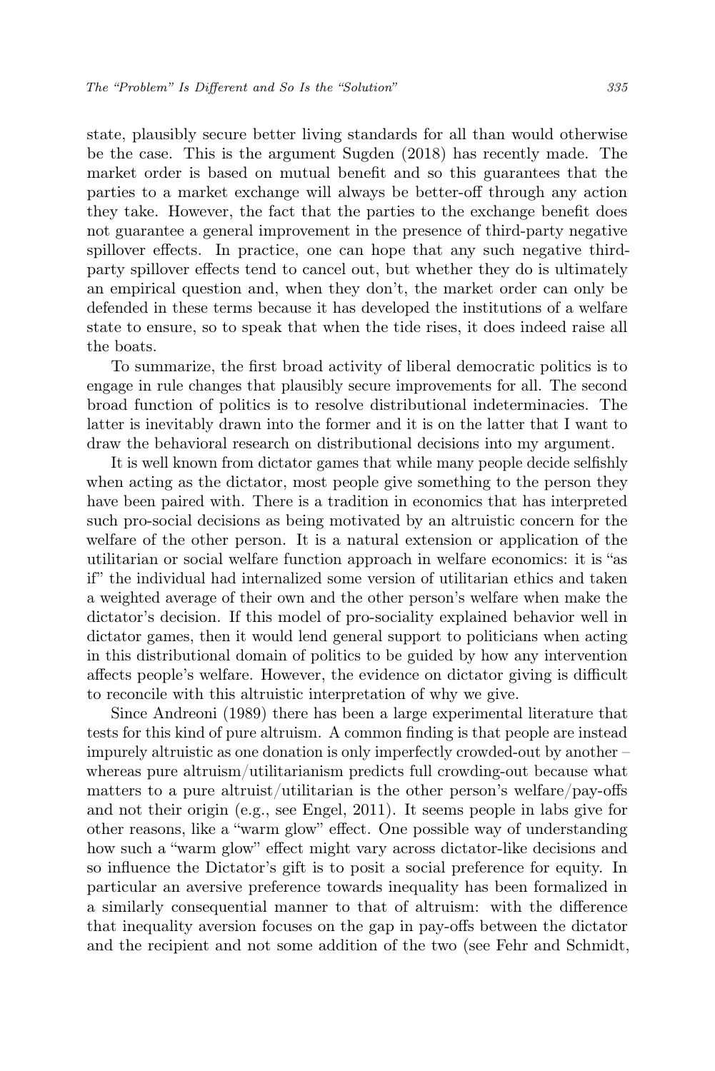state, plausibly secure better living standards for all than would otherwise be the case. This is the argument Sugden (2018) has recently made. The market order is based on mutual benefit and so this guarantees that the parties to a market exchange will always be better-off through any action they take. However, the fact that the parties to the exchange benefit does not guarantee a general improvement in the presence of third-party negative spillover effects. In practice, one can hope that any such negative third-party spillover effects tend to cancel out, but whether they do is ultimately an empirical question and, when they don't, the market order can only be defended in these terms because it has developed the institutions of a welfare state to ensure, so to speak that when the tide rises, it does indeed raise all the boats.

To summarize, the first broad activity of liberal democratic politics is to engage in rule changes that plausibly secure improvements for all. The second broad function of politics is to resolve distributional indeterminacies. The latter is inevitably drawn into the former and it is on the latter that I want to draw the behavioral research on distributional decisions into my argument.

It is well known from dictator games that while many people decide selfishly when acting as the dictator, most people give something to the person they have been paired with. There is a tradition in economics that has interpreted such pro-social decisions as being motivated by an altruistic concern for the welfare of the other person. It is a natural extension or application of the utilitarian or social welfare function approach in welfare economics: it is "as if" the individual had internalized some version of utilitarian ethics and taken a weighted average of their own and the other person's welfare when make the dictator's decision. If this model of pro-sociality explained behavior well in dictator games, then it would lend general support to politicians when acting in this distributional domain of politics to be guided by how any intervention affects people's welfare. However, the evidence on dictator giving is difficult to reconcile with this altruistic interpretation of why we give.

Since Andreoni (1989) there has been a large experimental literature that tests for this kind of pure altruism. A common finding is that people are instead impurely altruistic as one donation is only imperfectly crowded-out by another – whereas pure altruism/utilitarianism predicts full crowding-out because what matters to a pure altruist/utilitarian is the other person's welfare/pay-offs and not their origin (e.g., see Engel, 2011). It seems people in labs give for other reasons, like a "warm glow" effect. One possible way of understanding how such a "warm glow" effect might vary across dictator-like decisions and so influence the Dictator's gift is to posit a social preference for equity. In particular an aversive preference towards inequality has been formalized in a similarly consequential manner to that of altruism: with the difference that inequality aversion focuses on the gap in pay-offs between the dictator and the recipient and not some addition of the two (see Fehr and Schmidt,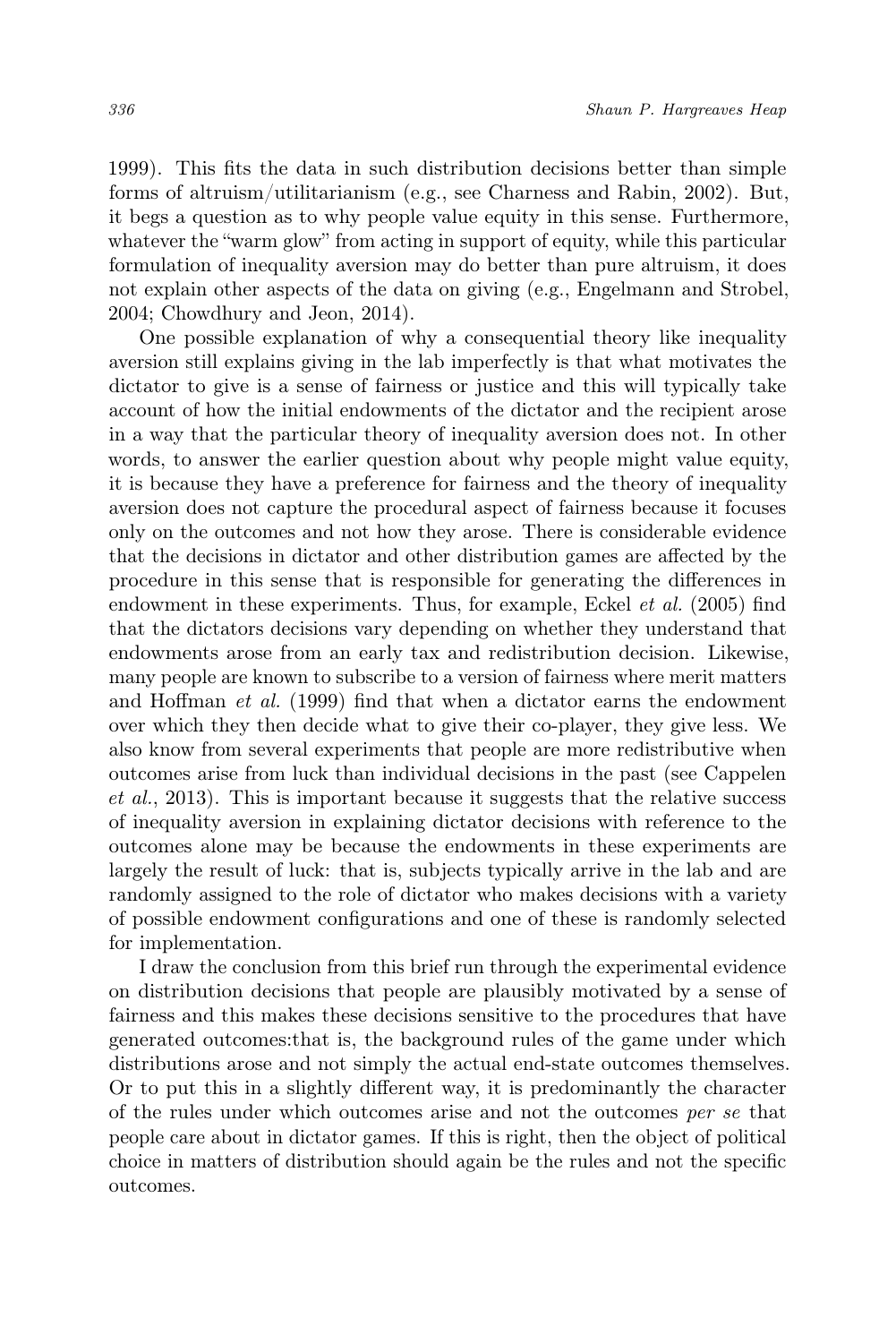1999). This fits the data in such distribution decisions better than simple forms of altruism/utilitarianism (e.g., see Charness and Rabin, 2002). But, it begs a question as to why people value equity in this sense. Furthermore, whatever the "warm glow" from acting in support of equity, while this particular formulation of inequality aversion may do better than pure altruism, it does not explain other aspects of the data on giving (e.g., Engelmann and Strobel, 2004; Chowdhury and Jeon, 2014).

One possible explanation of why a consequential theory like inequality aversion still explains giving in the lab imperfectly is that what motivates the dictator to give is a sense of fairness or justice and this will typically take account of how the initial endowments of the dictator and the recipient arose in a way that the particular theory of inequality aversion does not. In other words, to answer the earlier question about why people might value equity, it is because they have a preference for fairness and the theory of inequality aversion does not capture the procedural aspect of fairness because it focuses only on the outcomes and not how they arose. There is considerable evidence that the decisions in dictator and other distribution games are affected by the procedure in this sense that is responsible for generating the differences in endowment in these experiments. Thus, for example, Eckel *et al.* (2005) find that the dictators decisions vary depending on whether they understand that endowments arose from an early tax and redistribution decision. Likewise, many people are known to subscribe to a version of fairness where merit matters and Hoffman *et al.* (1999) find that when a dictator earns the endowment over which they then decide what to give their co-player, they give less. We also know from several experiments that people are more redistributive when outcomes arise from luck than individual decisions in the past (see Cappelen *et al.*, 2013). This is important because it suggests that the relative success of inequality aversion in explaining dictator decisions with reference to the outcomes alone may be because the endowments in these experiments are largely the result of luck: that is, subjects typically arrive in the lab and are randomly assigned to the role of dictator who makes decisions with a variety of possible endowment configurations and one of these is randomly selected for implementation.

I draw the conclusion from this brief run through the experimental evidence on distribution decisions that people are plausibly motivated by a sense of fairness and this makes these decisions sensitive to the procedures that have generated outcomes:that is, the background rules of the game under which distributions arose and not simply the actual end-state outcomes themselves. Or to put this in a slightly different way, it is predominantly the character of the rules under which outcomes arise and not the outcomes *per se* that people care about in dictator games. If this is right, then the object of political choice in matters of distribution should again be the rules and not the specific outcomes.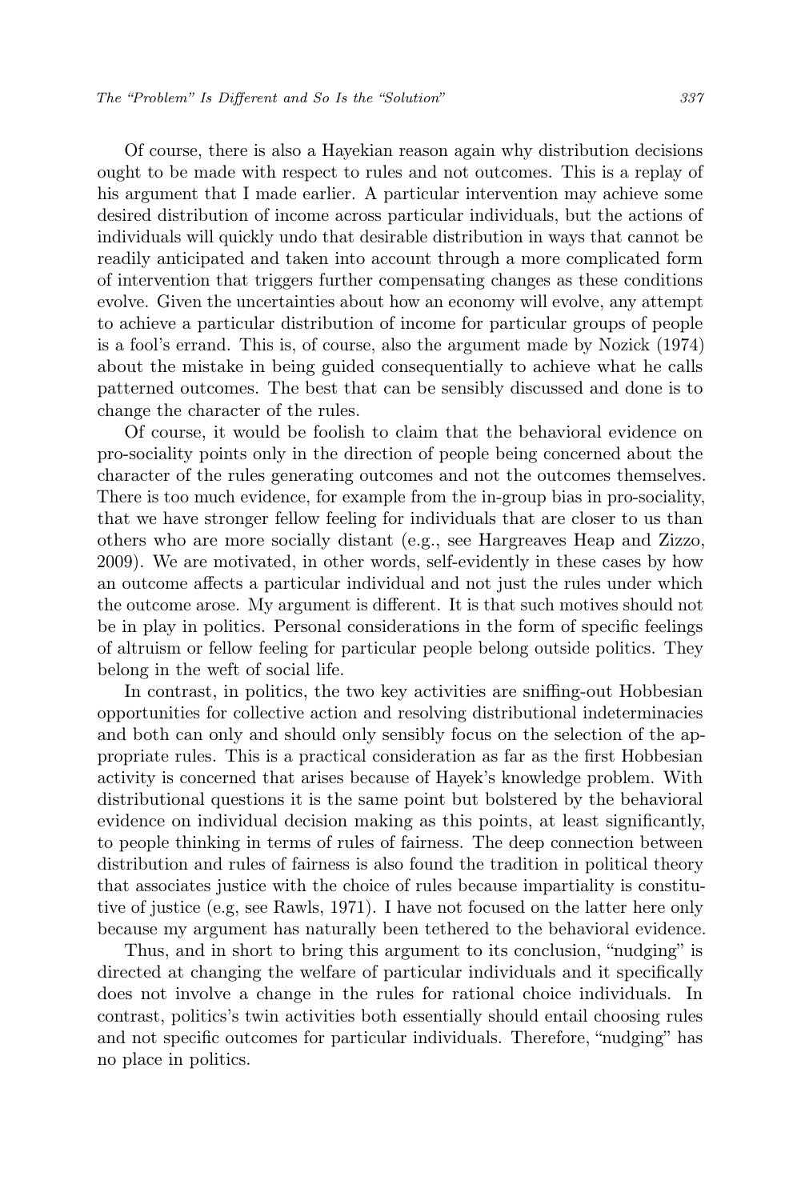Of course, there is also a Hayekian reason again why distribution decisions ought to be made with respect to rules and not outcomes. This is a replay of his argument that I made earlier. A particular intervention may achieve some desired distribution of income across particular individuals, but the actions of individuals will quickly undo that desirable distribution in ways that cannot be readily anticipated and taken into account through a more complicated form of intervention that triggers further compensating changes as these conditions evolve. Given the uncertainties about how an economy will evolve, any attempt to achieve a particular distribution of income for particular groups of people is a fool's errand. This is, of course, also the argument made by Nozick (1974) about the mistake in being guided consequentially to achieve what he calls patterned outcomes. The best that can be sensibly discussed and done is to change the character of the rules.

Of course, it would be foolish to claim that the behavioral evidence on pro-sociality points only in the direction of people being concerned about the character of the rules generating outcomes and not the outcomes themselves. There is too much evidence, for example from the in-group bias in pro-sociality, that we have stronger fellow feeling for individuals that are closer to us than others who are more socially distant (e.g., see Hargreaves Heap and Zizzo, 2009). We are motivated, in other words, self-evidently in these cases by how an outcome affects a particular individual and not just the rules under which the outcome arose. My argument is different. It is that such motives should not be in play in politics. Personal considerations in the form of specific feelings of altruism or fellow feeling for particular people belong outside politics. They belong in the weft of social life.

In contrast, in politics, the two key activities are sniffing-out Hobbesian opportunities for collective action and resolving distributional indeterminacies and both can only and should only sensibly focus on the selection of the appropriate rules. This is a practical consideration as far as the first Hobbesian activity is concerned that arises because of Hayek's knowledge problem. With distributional questions it is the same point but bolstered by the behavioral evidence on individual decision making as this points, at least significantly, to people thinking in terms of rules of fairness. The deep connection between distribution and rules of fairness is also found the tradition in political theory that associates justice with the choice of rules because impartiality is constitutive of justice (e.g, see Rawls, 1971). I have not focused on the latter here only because my argument has naturally been tethered to the behavioral evidence.

Thus, and in short to bring this argument to its conclusion, "nudging" is directed at changing the welfare of particular individuals and it specifically does not involve a change in the rules for rational choice individuals. In contrast, politics's twin activities both essentially should entail choosing rules and not specific outcomes for particular individuals. Therefore, "nudging" has no place in politics.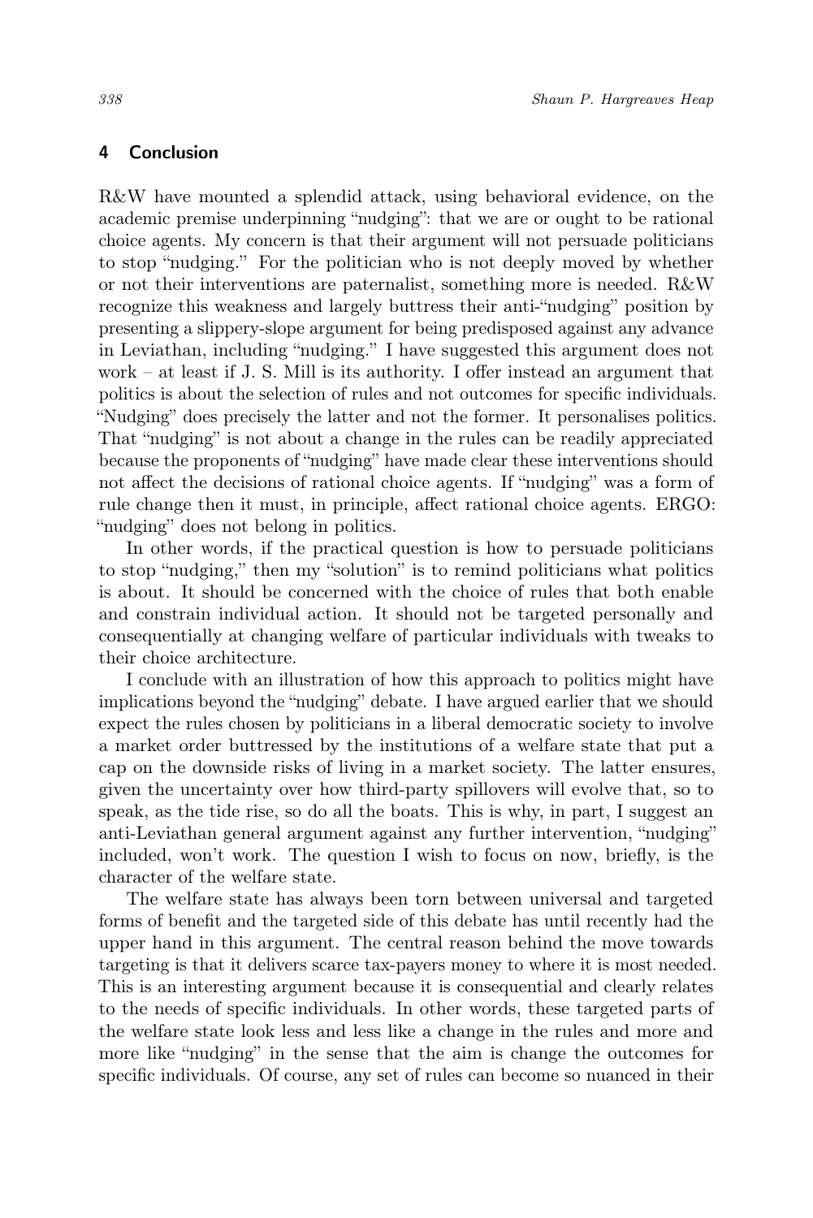## 4 Conclusion

R&W have mounted a splendid attack, using behavioral evidence, on the academic premise underpinning "nudging": that we are or ought to be rational choice agents. My concern is that their argument will not persuade politicians to stop "nudging." For the politician who is not deeply moved by whether or not their interventions are paternalist, something more is needed. R&W recognize this weakness and largely buttress their anti-"nudging" position by presenting a slippery-slope argument for being predisposed against any advance in Leviathan, including "nudging." I have suggested this argument does not work – at least if J. S. Mill is its authority. I offer instead an argument that politics is about the selection of rules and not outcomes for specific individuals. "Nudging" does precisely the latter and not the former. It personalises politics. That "nudging" is not about a change in the rules can be readily appreciated because the proponents of "nudging" have made clear these interventions should not affect the decisions of rational choice agents. If "nudging" was a form of rule change then it must, in principle, affect rational choice agents. ERGO: "nudging" does not belong in politics.

In other words, if the practical question is how to persuade politicians to stop "nudging," then my "solution" is to remind politicians what politics is about. It should be concerned with the choice of rules that both enable and constrain individual action. It should not be targeted personally and consequentially at changing welfare of particular individuals with tweaks to their choice architecture.

I conclude with an illustration of how this approach to politics might have implications beyond the "nudging" debate. I have argued earlier that we should expect the rules chosen by politicians in a liberal democratic society to involve a market order buttressed by the institutions of a welfare state that put a cap on the downside risks of living in a market society. The latter ensures, given the uncertainty over how third-party spillovers will evolve that, so to speak, as the tide rise, so do all the boats. This is why, in part, I suggest an anti-Leviathan general argument against any further intervention, "nudging" included, won't work. The question I wish to focus on now, briefly, is the character of the welfare state.

The welfare state has always been torn between universal and targeted forms of benefit and the targeted side of this debate has until recently had the upper hand in this argument. The central reason behind the move towards targeting is that it delivers scarce tax-payers money to where it is most needed. This is an interesting argument because it is consequential and clearly relates to the needs of specific individuals. In other words, these targeted parts of the welfare state look less and less like a change in the rules and more and more like "nudging" in the sense that the aim is change the outcomes for specific individuals. Of course, any set of rules can become so nuanced in their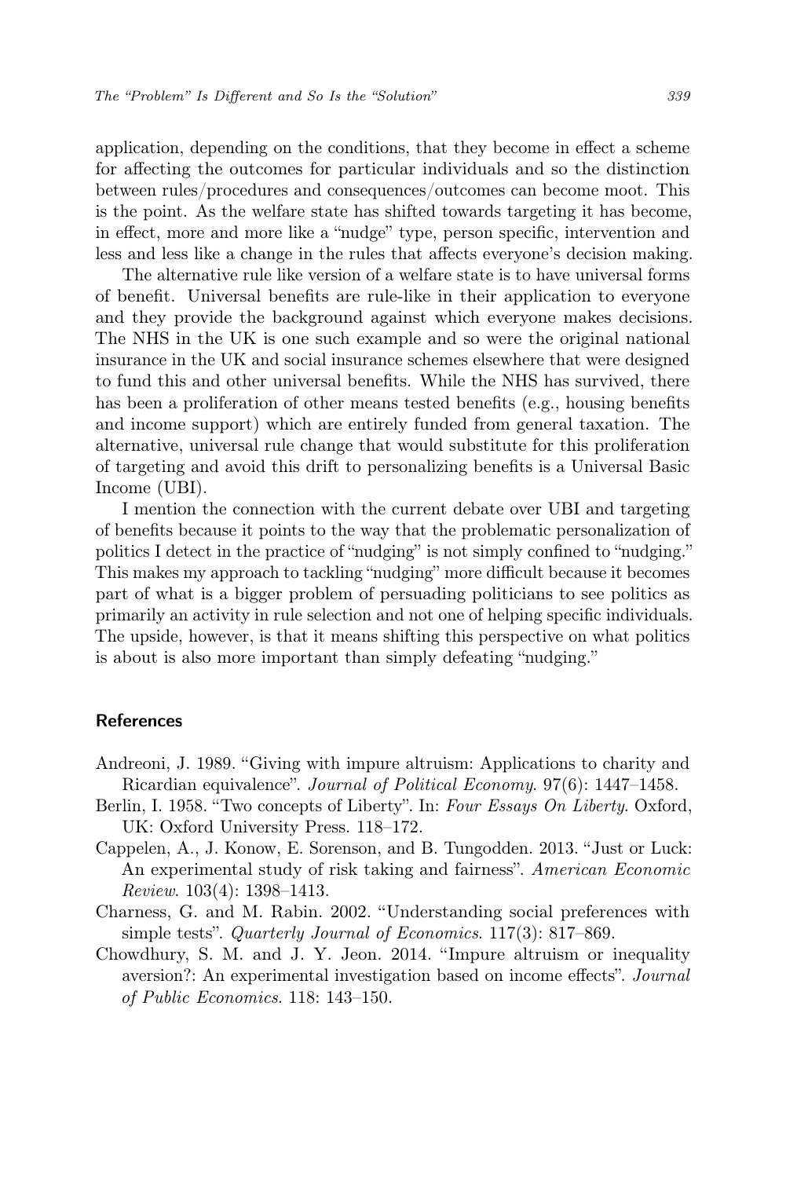application, depending on the conditions, that they become in effect a scheme for affecting the outcomes for particular individuals and so the distinction between rules/procedures and consequences/outcomes can become moot. This is the point. As the welfare state has shifted towards targeting it has become, in effect, more and more like a "nudge" type, person specific, intervention and less and less like a change in the rules that affects everyone's decision making.

The alternative rule like version of a welfare state is to have universal forms of benefit. Universal benefits are rule-like in their application to everyone and they provide the background against which everyone makes decisions. The NHS in the UK is one such example and so were the original national insurance in the UK and social insurance schemes elsewhere that were designed to fund this and other universal benefits. While the NHS has survived, there has been a proliferation of other means tested benefits (e.g., housing benefits and income support) which are entirely funded from general taxation. The alternative, universal rule change that would substitute for this proliferation of targeting and avoid this drift to personalizing benefits is a Universal Basic Income (UBI).

I mention the connection with the current debate over UBI and targeting of benefits because it points to the way that the problematic personalization of politics I detect in the practice of "nudging" is not simply confined to "nudging." This makes my approach to tackling "nudging" more difficult because it becomes part of what is a bigger problem of persuading politicians to see politics as primarily an activity in rule selection and not one of helping specific individuals. The upside, however, is that it means shifting this perspective on what politics is about is also more important than simply defeating "nudging."

## References

Andreoni, J. 1989. "Giving with impure altruism: Applications to charity and Ricardian equivalence". *Journal of Political Economy*. 97(6): 1447–1458.

Berlin, I. 1958. "Two concepts of Liberty". In: *Four Essays On Liberty*. Oxford, UK: Oxford University Press. 118–172.

Cappelen, A., J. Konow, E. Sorenson, and B. Tungodden. 2013. "Just or Luck: An experimental study of risk taking and fairness". *American Economic Review*. 103(4): 1398–1413.

Charness, G. and M. Rabin. 2002. "Understanding social preferences with simple tests". *Quarterly Journal of Economics*. 117(3): 817–869.

Chowdhury, S. M. and J. Y. Jeon. 2014. "Impure altruism or inequality aversion?: An experimental investigation based on income effects". *Journal of Public Economics*. 118: 143–150.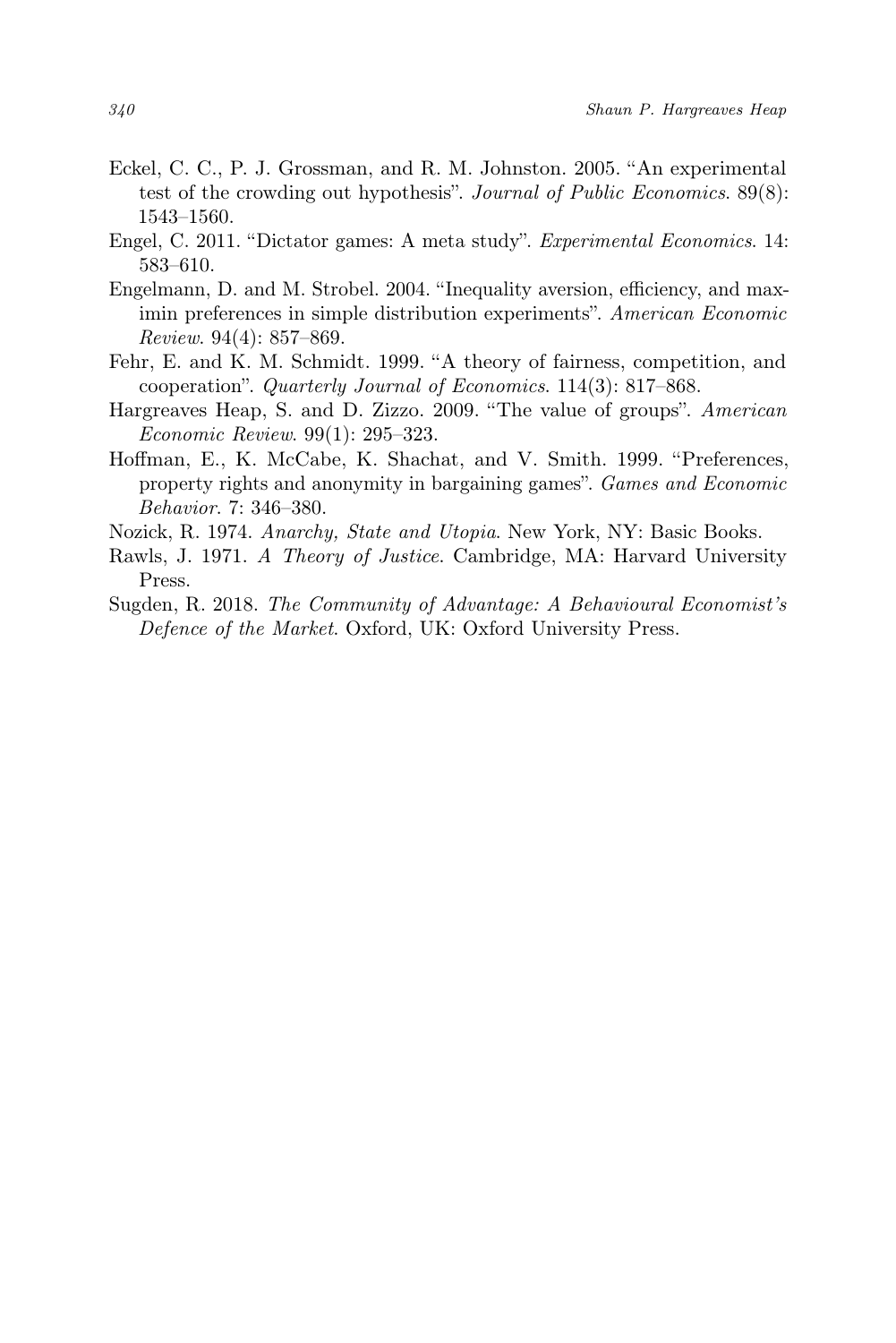Eckel, C. C., P. J. Grossman, and R. M. Johnston. 2005. "An experimental test of the crowding out hypothesis". *Journal of Public Economics*. 89(8): 1543–1560.

Engel, C. 2011. "Dictator games: A meta study". *Experimental Economics*. 14: 583–610.

Engelmann, D. and M. Strobel. 2004. "Inequality aversion, efficiency, and maximin preferences in simple distribution experiments". *American Economic Review*. 94(4): 857–869.

Fehr, E. and K. M. Schmidt. 1999. "A theory of fairness, competition, and cooperation". *Quarterly Journal of Economics*. 114(3): 817–868.

Hargreaves Heap, S. and D. Zizzo. 2009. "The value of groups". *American Economic Review*. 99(1): 295–323.

Hoffman, E., K. McCabe, K. Shachat, and V. Smith. 1999. "Preferences, property rights and anonymity in bargaining games". *Games and Economic Behavior*. 7: 346–380.

Nozick, R. 1974. *Anarchy, State and Utopia*. New York, NY: Basic Books.

Rawls, J. 1971. *A Theory of Justice*. Cambridge, MA: Harvard University Press.

Sugden, R. 2018. *The Community of Advantage: A Behavioural Economist's Defence of the Market*. Oxford, UK: Oxford University Press.